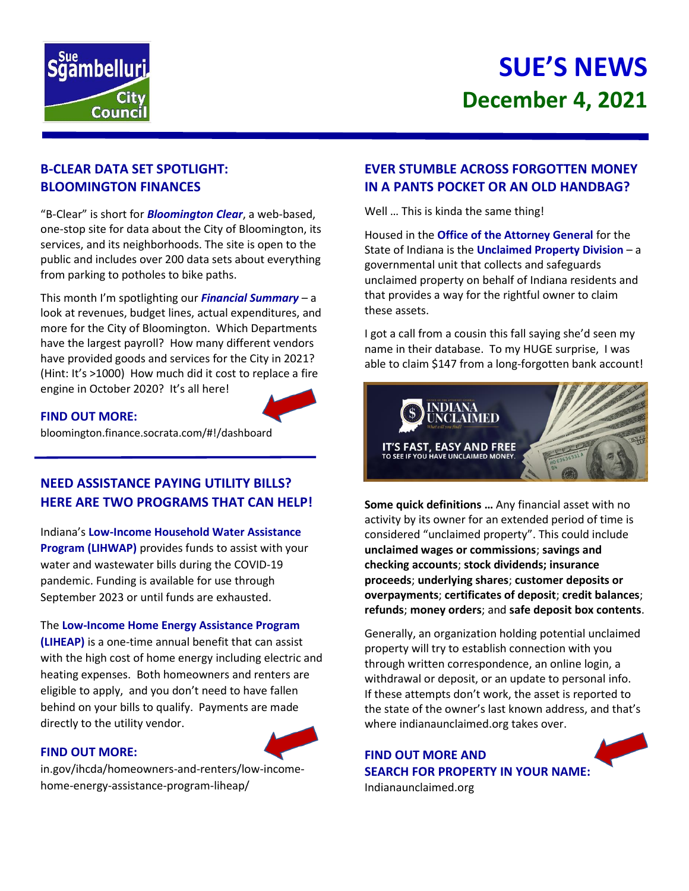# SUE'S NEWS

## December 4, 2021

### B-CLEAR DATA SET SPOTLIGHT: BLOOMINGTON FINANCES

"B-Clear" is short for ***Bloomington Clear***, a web-based, one-stop site for data about the City of Bloomington, its services, and its neighborhoods. The site is open to the public and includes over 200 data sets about everything from parking to potholes to bike paths.

This month I'm spotlighting our ***Financial Summary*** – a look at revenues, budget lines, actual expenditures, and more for the City of Bloomington. Which Departments have the largest payroll? How many different vendors have provided goods and services for the City in 2021? (Hint: It's >1000) How much did it cost to replace a fire engine in October 2020? It's all here!

**FIND OUT MORE:**
bloomington.finance.socrata.com/#!/dashboard

### NEED ASSISTANCE PAYING UTILITY BILLS? HERE ARE TWO PROGRAMS THAT CAN HELP!

Indiana's **Low-Income Household Water Assistance Program (LIHWAP)** provides funds to assist with your water and wastewater bills during the COVID-19 pandemic. Funding is available for use through September 2023 or until funds are exhausted.

The **Low-Income Home Energy Assistance Program (LIHEAP)** is a one-time annual benefit that can assist with the high cost of home energy including electric and heating expenses. Both homeowners and renters are eligible to apply, and you don't need to have fallen behind on your bills to qualify. Payments are made directly to the utility vendor.

**FIND OUT MORE:**
in.gov/ihcda/homeowners-and-renters/low-income-home-energy-assistance-program-liheap/

### EVER STUMBLE ACROSS FORGOTTEN MONEY IN A PANTS POCKET OR AN OLD HANDBAG?

Well … This is kinda the same thing!

Housed in the **Office of the Attorney General** for the State of Indiana is the **Unclaimed Property Division** – a governmental unit that collects and safeguards unclaimed property on behalf of Indiana residents and that provides a way for the rightful owner to claim these assets.

I got a call from a cousin this fall saying she'd seen my name in their database. To my HUGE surprise, I was able to claim $147 from a long-forgotten bank account!

**Some quick definitions …** Any financial asset with no activity by its owner for an extended period of time is considered "unclaimed property". This could include **unclaimed wages or commissions**; **savings and checking accounts**; **stock dividends; insurance proceeds**; **underlying shares**; **customer deposits or overpayments**; **certificates of deposit**; **credit balances**; **refunds**; **money orders**; and **safe deposit box contents**.

Generally, an organization holding potential unclaimed property will try to establish connection with you through written correspondence, an online login, a withdrawal or deposit, or an update to personal info. If these attempts don't work, the asset is reported to the state of the owner's last known address, and that's where indianaunclaimed.org takes over.

**FIND OUT MORE AND SEARCH FOR PROPERTY IN YOUR NAME:**
Indianaunclaimed.org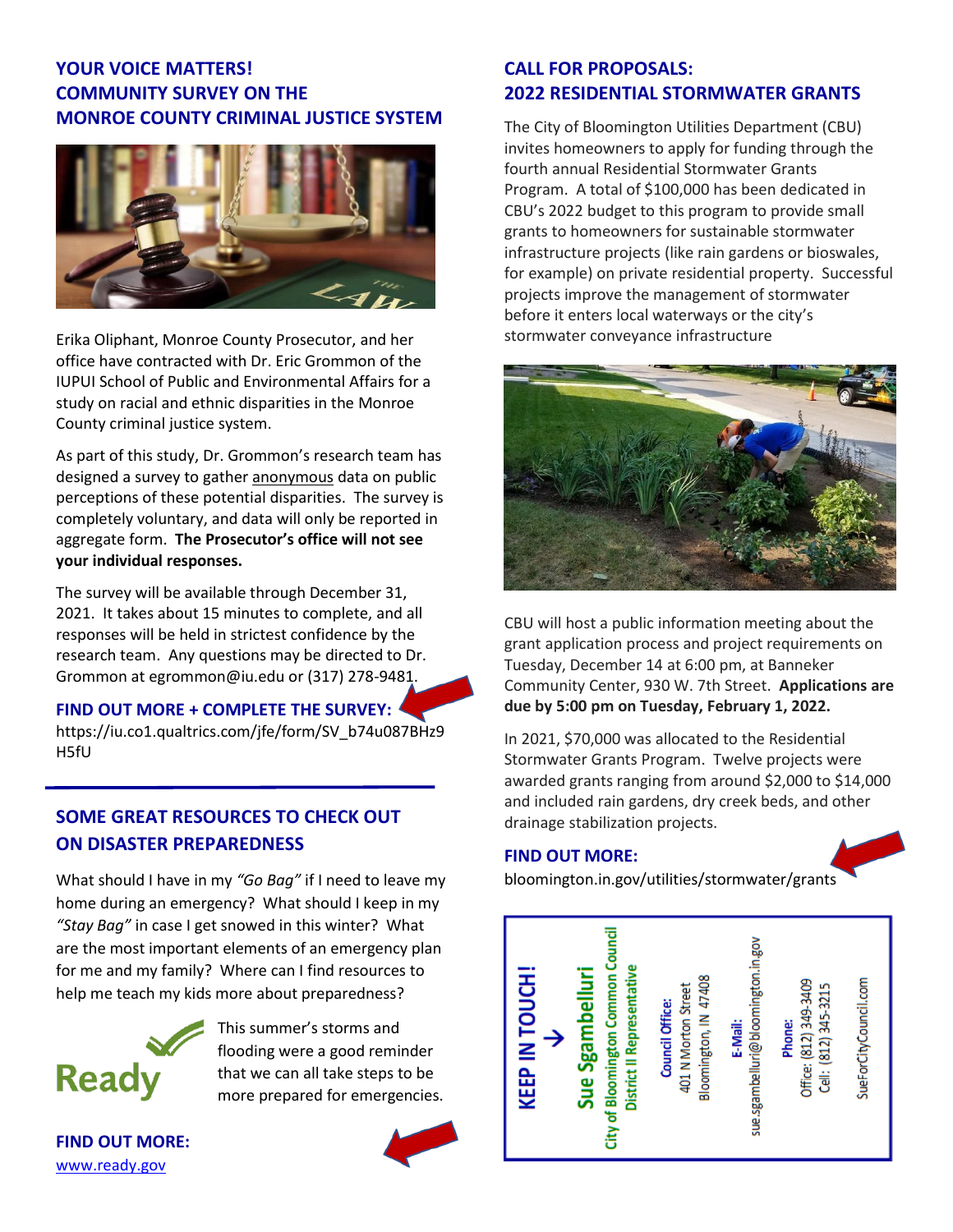## YOUR VOICE MATTERS! COMMUNITY SURVEY ON THE MONROE COUNTY CRIMINAL JUSTICE SYSTEM

Erika Oliphant, Monroe County Prosecutor, and her office have contracted with Dr. Eric Grommon of the IUPUI School of Public and Environmental Affairs for a study on racial and ethnic disparities in the Monroe County criminal justice system.

As part of this study, Dr. Grommon's research team has designed a survey to gather anonymous data on public perceptions of these potential disparities. The survey is completely voluntary, and data will only be reported in aggregate form. **The Prosecutor's office will not see your individual responses.**

The survey will be available through December 31, 2021. It takes about 15 minutes to complete, and all responses will be held in strictest confidence by the research team. Any questions may be directed to Dr. Grommon at egrommon@iu.edu or (317) 278-9481.

**FIND OUT MORE + COMPLETE THE SURVEY:**
https://iu.co1.qualtrics.com/jfe/form/SV_b74u087BHz9H5fU

## SOME GREAT RESOURCES TO CHECK OUT ON DISASTER PREPAREDNESS

What should I have in my *"Go Bag"* if I need to leave my home during an emergency? What should I keep in my *"Stay Bag"* in case I get snowed in this winter? What are the most important elements of an emergency plan for me and my family? Where can I find resources to help me teach my kids more about preparedness?

Ready

This summer's storms and flooding were a good reminder that we can all take steps to be more prepared for emergencies.

**FIND OUT MORE:**
www.ready.gov

## CALL FOR PROPOSALS: 2022 RESIDENTIAL STORMWATER GRANTS

The City of Bloomington Utilities Department (CBU) invites homeowners to apply for funding through the fourth annual Residential Stormwater Grants Program. A total of $100,000 has been dedicated in CBU's 2022 budget to this program to provide small grants to homeowners for sustainable stormwater infrastructure projects (like rain gardens or bioswales, for example) on private residential property. Successful projects improve the management of stormwater before it enters local waterways or the city's stormwater conveyance infrastructure

CBU will host a public information meeting about the grant application process and project requirements on Tuesday, December 14 at 6:00 pm, at Banneker Community Center, 930 W. 7th Street. **Applications are due by 5:00 pm on Tuesday, February 1, 2022.**

In 2021, $70,000 was allocated to the Residential Stormwater Grants Program. Twelve projects were awarded grants ranging from around $2,000 to $14,000 and included rain gardens, dry creek beds, and other drainage stabilization projects.

**FIND OUT MORE:**
bloomington.in.gov/utilities/stormwater/grants

**KEEP IN TOUCH!** →

**Sue Sgambelluri**
City of Bloomington Common Council
District II Representative

**Council Office:**
401 N Morton Street
Bloomington, IN 47408

**E-Mail:**
sue.sgambelluri@bloomington.in.gov

**Phone:**
Office: (812) 349-3409
Cell: (812) 345-3215

SueForCityCouncil.com